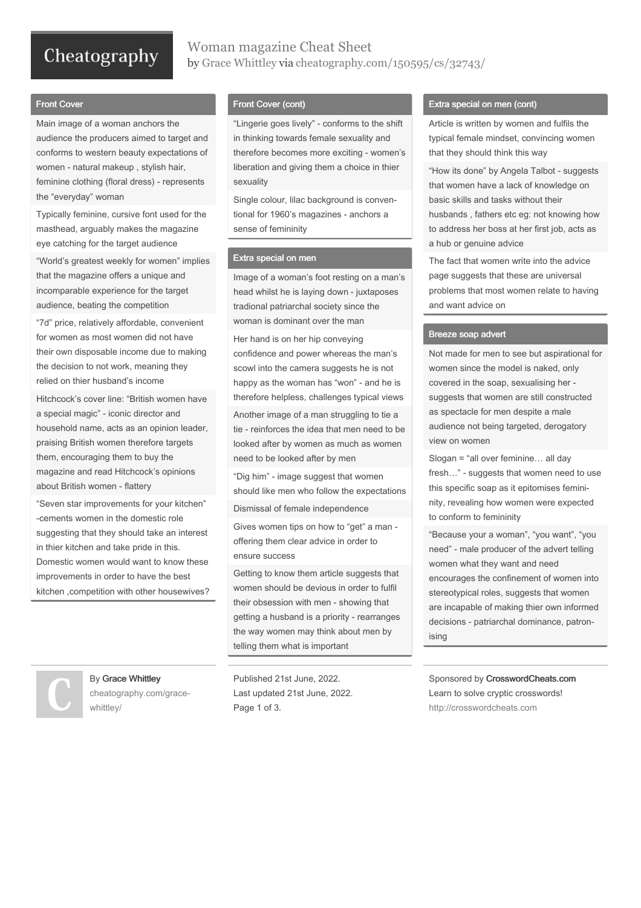# Woman magazine Cheat Sheet

by Grace Whittley via cheatography.com/150595/cs/32743/

## Front Cover

Main image of a woman anchors the audience the producers aimed to target and conforms to western beauty expectations of women - natural makeup , stylish hair, feminine clothing (floral dress) - represents the "everyday" woman

Typically feminine, cursive font used for the masthead, arguably makes the magazine eye catching for the target audience

"World's greatest weekly for women" implies that the magazine offers a unique and incomparable experience for the target audience, beating the competition

"7d" price, relatively affordable, convenient for women as most women did not have their own disposable income due to making the decision to not work, meaning they relied on thier husband's income

Hitchcock's cover line: "British women have a special magic" - iconic director and household name, acts as an opinion leader, praising British women therefore targets them, encouraging them to buy the magazine and read Hitchcock's opinions about British women - flattery

"Seven star improvements for your kitchen" -cements women in the domestic role suggesting that they should take an interest in thier kitchen and take pride in this. Domestic women would want to know these improvements in order to have the best kitchen ,competition with other housewives?

## Front Cover (cont)

"Lingerie goes lively" - conforms to the shift in thinking towards female sexuality and therefore becomes more exciting - women's liberation and giving them a choice in thier sexuality

Single colour, lilac background is conventional for 1960's magazines - anchors a sense of femininity

## Extra special on men

Image of a woman's foot resting on a man's head whilst he is laying down - juxtaposes tradional patriarchal society since the woman is dominant over the man

Her hand is on her hip conveying confidence and power whereas the man's scowl into the camera suggests he is not happy as the woman has "won" - and he is therefore helpless, challenges typical views

Another image of a man struggling to tie a tie - reinforces the idea that men need to be looked after by women as much as women need to be looked after by men

"Dig him" - image suggest that women should like men who follow the expectations

Dismissal of female independence

Gives women tips on how to "get" a man - offering them clear advice in order to ensure success

Getting to know them article suggests that women should be devious in order to fulfil their obsession with men - showing that getting a husband is a priority - rearranges the way women may think about men by telling them what is important

## Extra special on men (cont)

Article is written by women and fulfils the typical female mindset, convincing women that they should think this way

"How its done" by Angela Talbot - suggests that women have a lack of knowledge on basic skills and tasks without their husbands , fathers etc eg: not knowing how to address her boss at her first job, acts as a hub or genuine advice

The fact that women write into the advice page suggests that these are universal problems that most women relate to having and want advice on

## Breeze soap advert

Not made for men to see but aspirational for women since the model is naked, only covered in the soap, sexualising her - suggests that women are still constructed as spectacle for men despite a male audience not being targeted, derogatory view on women

Slogan = "all over feminine… all day fresh…" - suggests that women need to use this specific soap as it epitomises femininity, revealing how women were expected to conform to femininity

"Because your a woman", "you want", "you need" - male producer of the advert telling women what they want and need encourages the confinement of women into stereotypical roles, suggests that women are incapable of making thier own informed decisions - patriarchal dominance, patronising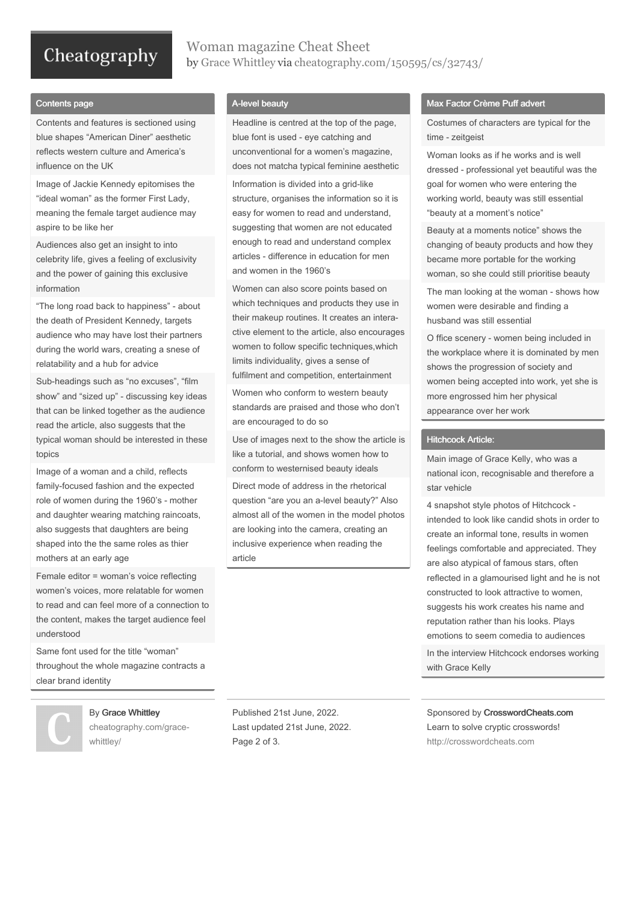## Contents page

Contents and features is sectioned using blue shapes “American Diner” aesthetic reflects western culture and America’s influence on the UK

Image of Jackie Kennedy epitomises the “ideal woman” as the former First Lady, meaning the female target audience may aspire to be like her

Audiences also get an insight to into celebrity life, gives a feeling of exclusivity and the power of gaining this exclusive information

“The long road back to happiness” - about the death of President Kennedy, targets audience who may have lost their partners during the world wars, creating a snese of relatability and a hub for advice

Sub-headings such as “no excuses”, “film show” and “sized up” - discussing key ideas that can be linked together as the audience read the article, also suggests that the typical woman should be interested in these topics

Image of a woman and a child, reflects family-focused fashion and the expected role of women during the 1960’s - mother and daughter wearing matching raincoats, also suggests that daughters are being shaped into the the same roles as thier mothers at an early age

Female editor = woman’s voice reflecting women’s voices, more relatable for women to read and can feel more of a connection to the content, makes the target audience feel understood

Same font used for the title “woman” throughout the whole magazine contracts a clear brand identity

## A-level beauty

Headline is centred at the top of the page, blue font is used - eye catching and unconventional for a women’s magazine, does not matcha typical feminine aesthetic

Information is divided into a grid-like structure, organises the information so it is easy for women to read and understand, suggesting that women are not educated enough to read and understand complex articles - difference in education for men and women in the 1960’s

Women can also score points based on which techniques and products they use in their makeup routines. It creates an interactive element to the article, also encourages women to follow specific techniques,which limits individuality, gives a sense of fulfilment and competition, entertainment

Women who conform to western beauty standards are praised and those who don’t are encouraged to do so

Use of images next to the show the article is like a tutorial, and shows women how to conform to westernised beauty ideals

Direct mode of address in the rhetorical question “are you an a-level beauty?” Also almost all of the women in the model photos are looking into the camera, creating an inclusive experience when reading the article

## Max Factor Crème Puff advert

Costumes of characters are typical for the time - zeitgeist

Woman looks as if he works and is well dressed - professional yet beautiful was the goal for women who were entering the working world, beauty was still essential “beauty at a moment’s notice”

Beauty at a moments notice” shows the changing of beauty products and how they became more portable for the working woman, so she could still prioritise beauty

The man looking at the woman - shows how women were desirable and finding a husband was still essential

O ffice scenery - women being included in the workplace where it is dominated by men shows the progression of society and women being accepted into work, yet she is more engrossed him her physical appearance over her work

## Hitchcock Article:

Main image of Grace Kelly, who was a national icon, recognisable and therefore a star vehicle

4 snapshot style photos of Hitchcock - intended to look like candid shots in order to create an informal tone, results in women feelings comfortable and appreciated. They are also atypical of famous stars, often reflected in a glamourised light and he is not constructed to look attractive to women, suggests his work creates his name and reputation rather than his looks. Plays emotions to seem comedia to audiences

In the interview Hitchcock endorses working with Grace Kelly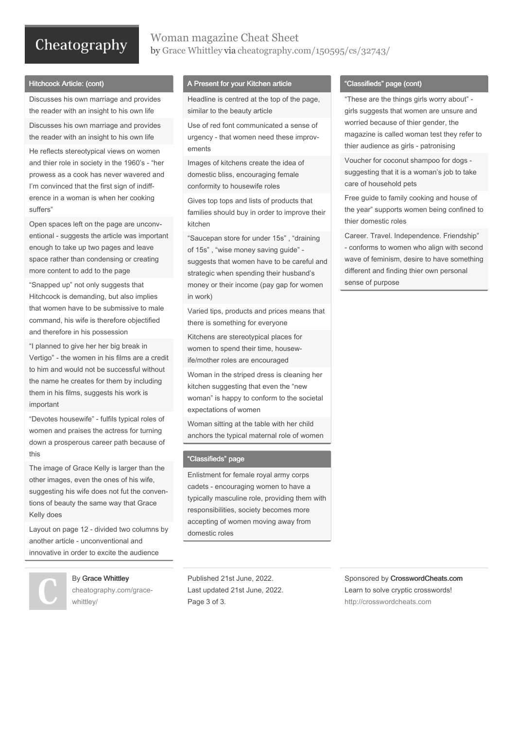## Hitchcock Article: (cont)

Discusses his own marriage and provides the reader with an insight to his own life

Discusses his own marriage and provides the reader with an insight to his own life

He reflects stereotypical views on women and thier role in society in the 1960's - "her prowess as a cook has never wavered and I'm convinced that the first sign of indifference in a woman is when her cooking suffers"

Open spaces left on the page are unconventional - suggests the article was important enough to take up two pages and leave space rather than condensing or creating more content to add to the page

"Snapped up" not only suggests that Hitchcock is demanding, but also implies that women have to be submissive to male command, his wife is therefore objectified and therefore in his possession

"I planned to give her her big break in Vertigo" - the women in his films are a credit to him and would not be successful without the name he creates for them by including them in his films, suggests his work is important

"Devotes housewife" - fulfils typical roles of women and praises the actress for turning down a prosperous career path because of this

The image of Grace Kelly is larger than the other images, even the ones of his wife, suggesting his wife does not fut the conventions of beauty the same way that Grace Kelly does

Layout on page 12 - divided two columns by another article - unconventional and innovative in order to excite the audience

## A Present for your Kitchen article

Headline is centred at the top of the page, similar to the beauty article

Use of red font communicated a sense of urgency - that women need these improvements

Images of kitchens create the idea of domestic bliss, encouraging female conformity to housewife roles

Gives top tops and lists of products that families should buy in order to improve their kitchen

"Saucepan store for under 15s" , "draining of 15s" , "wise money saving guide" - suggests that women have to be careful and strategic when spending their husband's money or their income (pay gap for women in work)

Varied tips, products and prices means that there is something for everyone

Kitchens are stereotypical places for women to spend their time, housewife/mother roles are encouraged

Woman in the striped dress is cleaning her kitchen suggesting that even the "new woman" is happy to conform to the societal expectations of women

Woman sitting at the table with her child anchors the typical maternal role of women

## "Classifieds" page

Enlistment for female royal army corps cadets - encouraging women to have a typically masculine role, providing them with responsibilities, society becomes more accepting of women moving away from domestic roles

## "Classifieds" page (cont)

"These are the things girls worry about" - girls suggests that women are unsure and worried because of thier gender, the magazine is called woman test they refer to thier audience as girls - patronising

Voucher for coconut shampoo for dogs - suggesting that it is a woman's job to take care of household pets

Free guide to family cooking and house of the year" supports women being confined to thier domestic roles

Career. Travel. Independence. Friendship" - conforms to women who align with second wave of feminism, desire to have something different and finding thier own personal sense of purpose